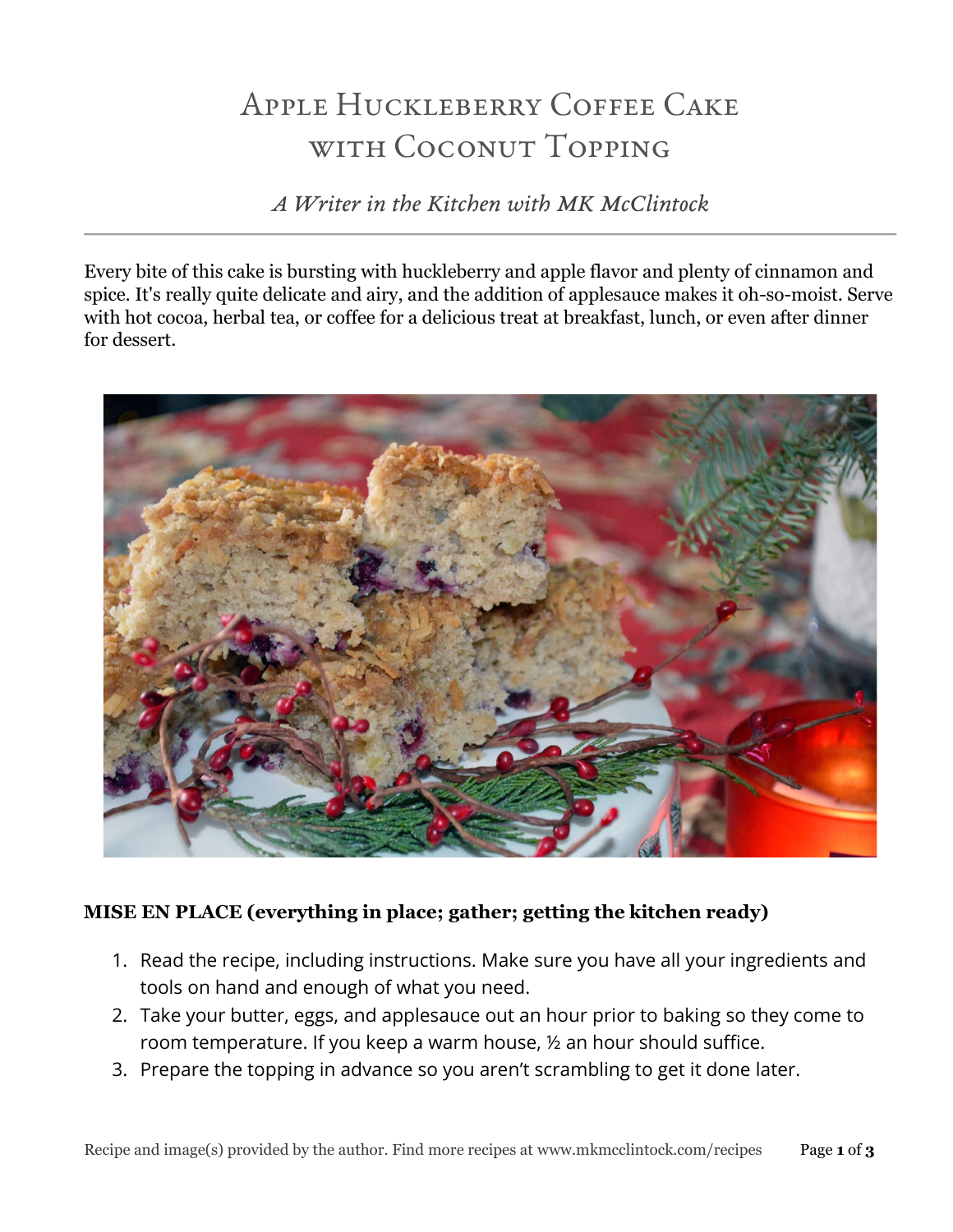# Apple Huckleberry Coffee Cake with Coconut Topping

*A Writer in the Kitchen with MK McClintock*

Every bite of this cake is bursting with huckleberry and apple flavor and plenty of cinnamon and spice. It's really quite delicate and airy, and the addition of applesauce makes it oh-so-moist. Serve with hot cocoa, herbal tea, or coffee for a delicious treat at breakfast, lunch, or even after dinner for dessert.

**MISE EN PLACE (everything in place; gather; getting the kitchen ready)**

1. Read the recipe, including instructions. Make sure you have all your ingredients and tools on hand and enough of what you need.
2. Take your butter, eggs, and applesauce out an hour prior to baking so they come to room temperature. If you keep a warm house, ½ an hour should suffice.
3. Prepare the topping in advance so you aren't scrambling to get it done later.

Recipe and image(s) provided by the author. Find more recipes at www.mkmcclintock.com/recipes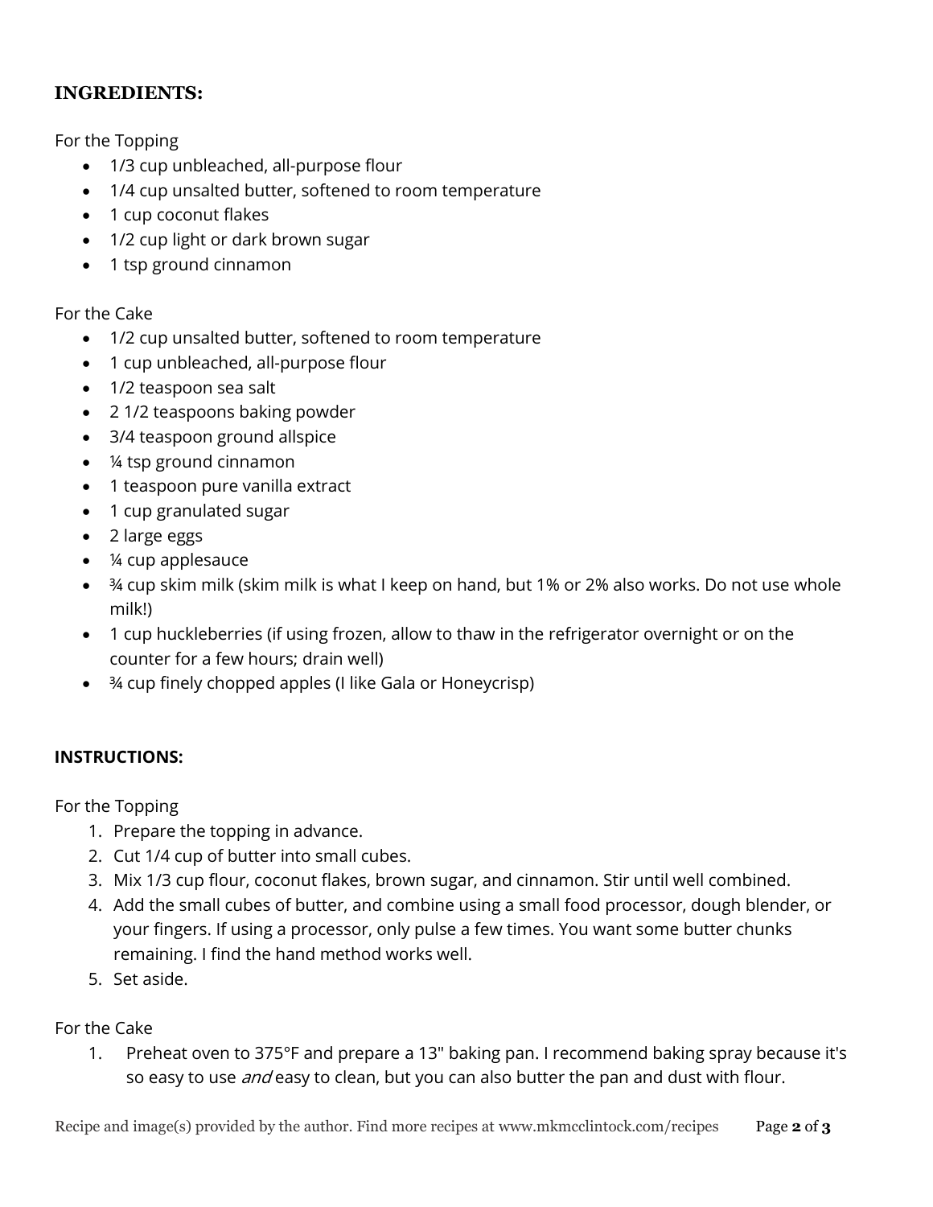## INGREDIENTS:

For the Topping

- 1/3 cup unbleached, all-purpose flour
- 1/4 cup unsalted butter, softened to room temperature
- 1 cup coconut flakes
- 1/2 cup light or dark brown sugar
- 1 tsp ground cinnamon

For the Cake

- 1/2 cup unsalted butter, softened to room temperature
- 1 cup unbleached, all-purpose flour
- 1/2 teaspoon sea salt
- 2 1/2 teaspoons baking powder
- 3/4 teaspoon ground allspice
- ¼ tsp ground cinnamon
- 1 teaspoon pure vanilla extract
- 1 cup granulated sugar
- 2 large eggs
- ¼ cup applesauce
- ¾ cup skim milk (skim milk is what I keep on hand, but 1% or 2% also works. Do not use whole milk!)
- 1 cup huckleberries (if using frozen, allow to thaw in the refrigerator overnight or on the counter for a few hours; drain well)
- ¾ cup finely chopped apples (I like Gala or Honeycrisp)

## INSTRUCTIONS:

For the Topping

1. Prepare the topping in advance.
2. Cut 1/4 cup of butter into small cubes.
3. Mix 1/3 cup flour, coconut flakes, brown sugar, and cinnamon. Stir until well combined.
4. Add the small cubes of butter, and combine using a small food processor, dough blender, or your fingers. If using a processor, only pulse a few times. You want some butter chunks remaining. I find the hand method works well.
5. Set aside.

For the Cake

1. Preheat oven to 375°F and prepare a 13" baking pan. I recommend baking spray because it's so easy to use *and* easy to clean, but you can also butter the pan and dust with flour.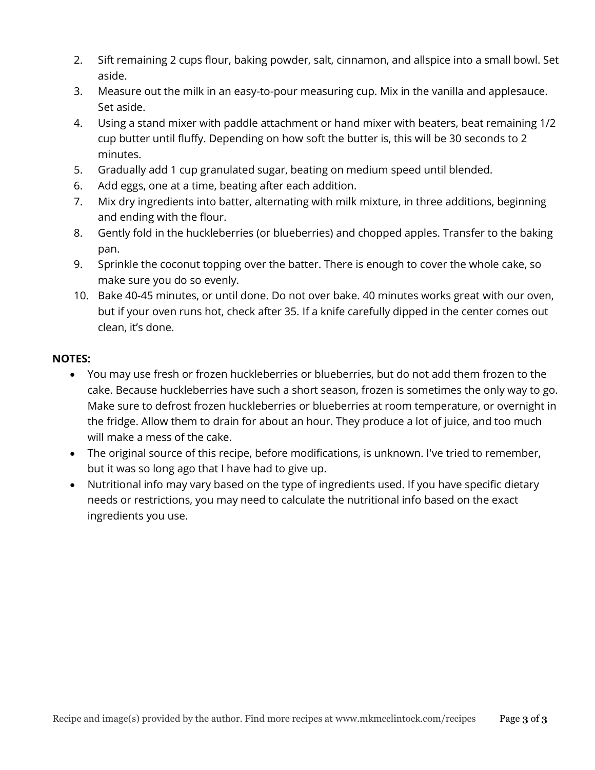2. Sift remaining 2 cups flour, baking powder, salt, cinnamon, and allspice into a small bowl. Set aside.
3. Measure out the milk in an easy-to-pour measuring cup. Mix in the vanilla and applesauce. Set aside.
4. Using a stand mixer with paddle attachment or hand mixer with beaters, beat remaining 1/2 cup butter until fluffy. Depending on how soft the butter is, this will be 30 seconds to 2 minutes.
5. Gradually add 1 cup granulated sugar, beating on medium speed until blended.
6. Add eggs, one at a time, beating after each addition.
7. Mix dry ingredients into batter, alternating with milk mixture, in three additions, beginning and ending with the flour.
8. Gently fold in the huckleberries (or blueberries) and chopped apples. Transfer to the baking pan.
9. Sprinkle the coconut topping over the batter. There is enough to cover the whole cake, so make sure you do so evenly.
10. Bake 40-45 minutes, or until done. Do not over bake. 40 minutes works great with our oven, but if your oven runs hot, check after 35. If a knife carefully dipped in the center comes out clean, it's done.

**NOTES:**

- You may use fresh or frozen huckleberries or blueberries, but do not add them frozen to the cake. Because huckleberries have such a short season, frozen is sometimes the only way to go. Make sure to defrost frozen huckleberries or blueberries at room temperature, or overnight in the fridge. Allow them to drain for about an hour. They produce a lot of juice, and too much will make a mess of the cake.
- The original source of this recipe, before modifications, is unknown. I've tried to remember, but it was so long ago that I have had to give up.
- Nutritional info may vary based on the type of ingredients used. If you have specific dietary needs or restrictions, you may need to calculate the nutritional info based on the exact ingredients you use.